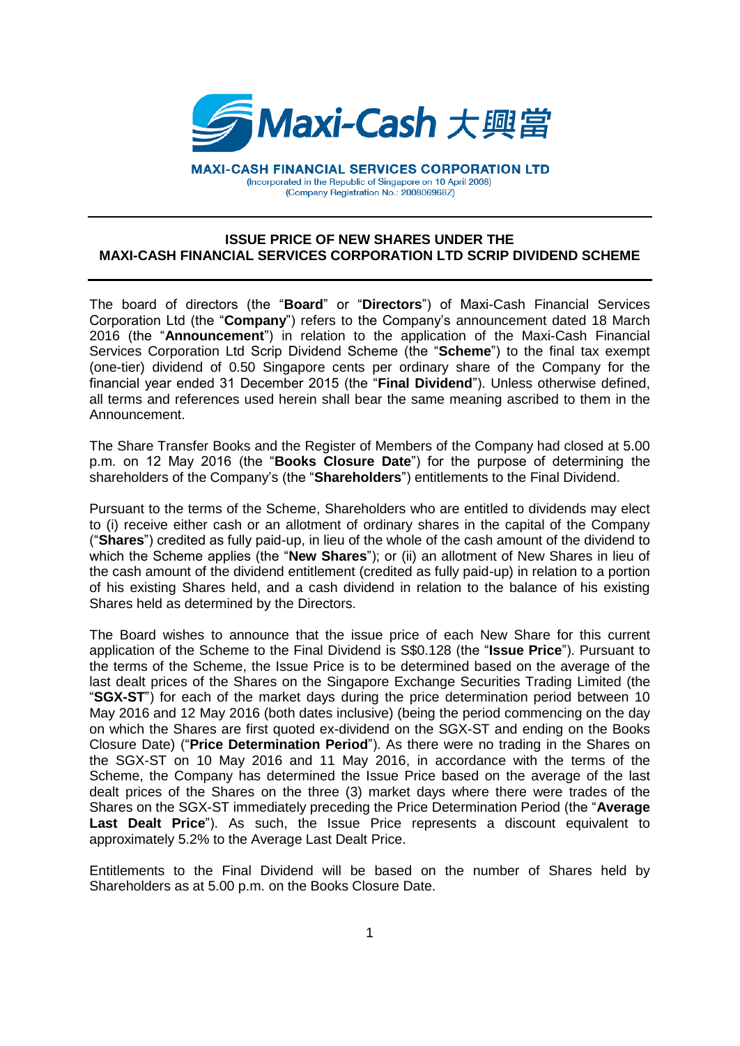Maxi-Cash 大興當

**MAXI-CASH FINANCIAL SERVICES CORPORATION LTD**
(Incorporated in the Republic of Singapore on 10 April 2008)
(Company Registration No.: 200806968Z)

---

## ISSUE PRICE OF NEW SHARES UNDER THE MAXI-CASH FINANCIAL SERVICES CORPORATION LTD SCRIP DIVIDEND SCHEME

---

The board of directors (the "**Board**" or "**Directors**") of Maxi-Cash Financial Services Corporation Ltd (the "**Company**") refers to the Company's announcement dated 18 March 2016 (the "**Announcement**") in relation to the application of the Maxi-Cash Financial Services Corporation Ltd Scrip Dividend Scheme (the "**Scheme**") to the final tax exempt (one-tier) dividend of 0.50 Singapore cents per ordinary share of the Company for the financial year ended 31 December 2015 (the "**Final Dividend**"). Unless otherwise defined, all terms and references used herein shall bear the same meaning ascribed to them in the Announcement.

The Share Transfer Books and the Register of Members of the Company had closed at 5.00 p.m. on 12 May 2016 (the "**Books Closure Date**") for the purpose of determining the shareholders of the Company's (the "**Shareholders**") entitlements to the Final Dividend.

Pursuant to the terms of the Scheme, Shareholders who are entitled to dividends may elect to (i) receive either cash or an allotment of ordinary shares in the capital of the Company ("**Shares**") credited as fully paid-up, in lieu of the whole of the cash amount of the dividend to which the Scheme applies (the "**New Shares**"); or (ii) an allotment of New Shares in lieu of the cash amount of the dividend entitlement (credited as fully paid-up) in relation to a portion of his existing Shares held, and a cash dividend in relation to the balance of his existing Shares held as determined by the Directors.

The Board wishes to announce that the issue price of each New Share for this current application of the Scheme to the Final Dividend is S$0.128 (the "**Issue Price**"). Pursuant to the terms of the Scheme, the Issue Price is to be determined based on the average of the last dealt prices of the Shares on the Singapore Exchange Securities Trading Limited (the "**SGX-ST**") for each of the market days during the price determination period between 10 May 2016 and 12 May 2016 (both dates inclusive) (being the period commencing on the day on which the Shares are first quoted ex-dividend on the SGX-ST and ending on the Books Closure Date) ("**Price Determination Period**"). As there were no trading in the Shares on the SGX-ST on 10 May 2016 and 11 May 2016, in accordance with the terms of the Scheme, the Company has determined the Issue Price based on the average of the last dealt prices of the Shares on the three (3) market days where there were trades of the Shares on the SGX-ST immediately preceding the Price Determination Period (the "**Average Last Dealt Price**"). As such, the Issue Price represents a discount equivalent to approximately 5.2% to the Average Last Dealt Price.

Entitlements to the Final Dividend will be based on the number of Shares held by Shareholders as at 5.00 p.m. on the Books Closure Date.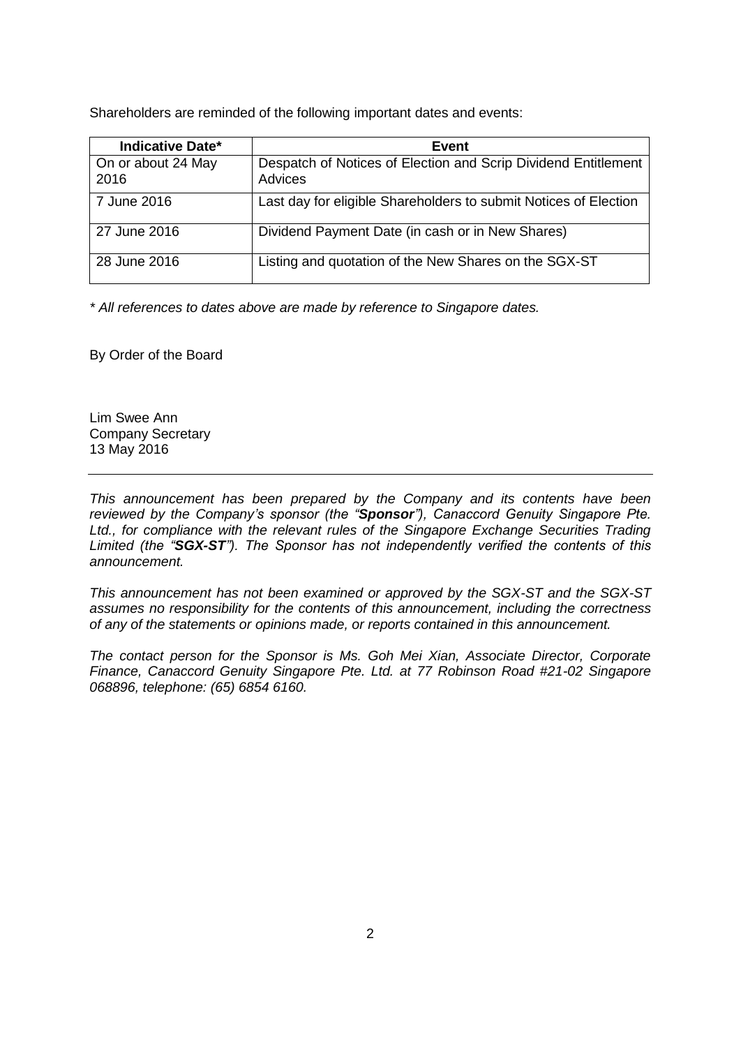Shareholders are reminded of the following important dates and events:

| Indicative Date* | Event |
|---|---|
| On or about 24 May 2016 | Despatch of Notices of Election and Scrip Dividend Entitlement Advices |
| 7 June 2016 | Last day for eligible Shareholders to submit Notices of Election |
| 27 June 2016 | Dividend Payment Date (in cash or in New Shares) |
| 28 June 2016 | Listing and quotation of the New Shares on the SGX-ST |

*\* All references to dates above are made by reference to Singapore dates.*

By Order of the Board

Lim Swee Ann
Company Secretary
13 May 2016

---

*This announcement has been prepared by the Company and its contents have been reviewed by the Company's sponsor (the "**Sponsor**"), Canaccord Genuity Singapore Pte. Ltd., for compliance with the relevant rules of the Singapore Exchange Securities Trading Limited (the "**SGX-ST**"). The Sponsor has not independently verified the contents of this announcement.*

*This announcement has not been examined or approved by the SGX-ST and the SGX-ST assumes no responsibility for the contents of this announcement, including the correctness of any of the statements or opinions made, or reports contained in this announcement.*

*The contact person for the Sponsor is Ms. Goh Mei Xian, Associate Director, Corporate Finance, Canaccord Genuity Singapore Pte. Ltd. at 77 Robinson Road #21-02 Singapore 068896, telephone: (65) 6854 6160.*